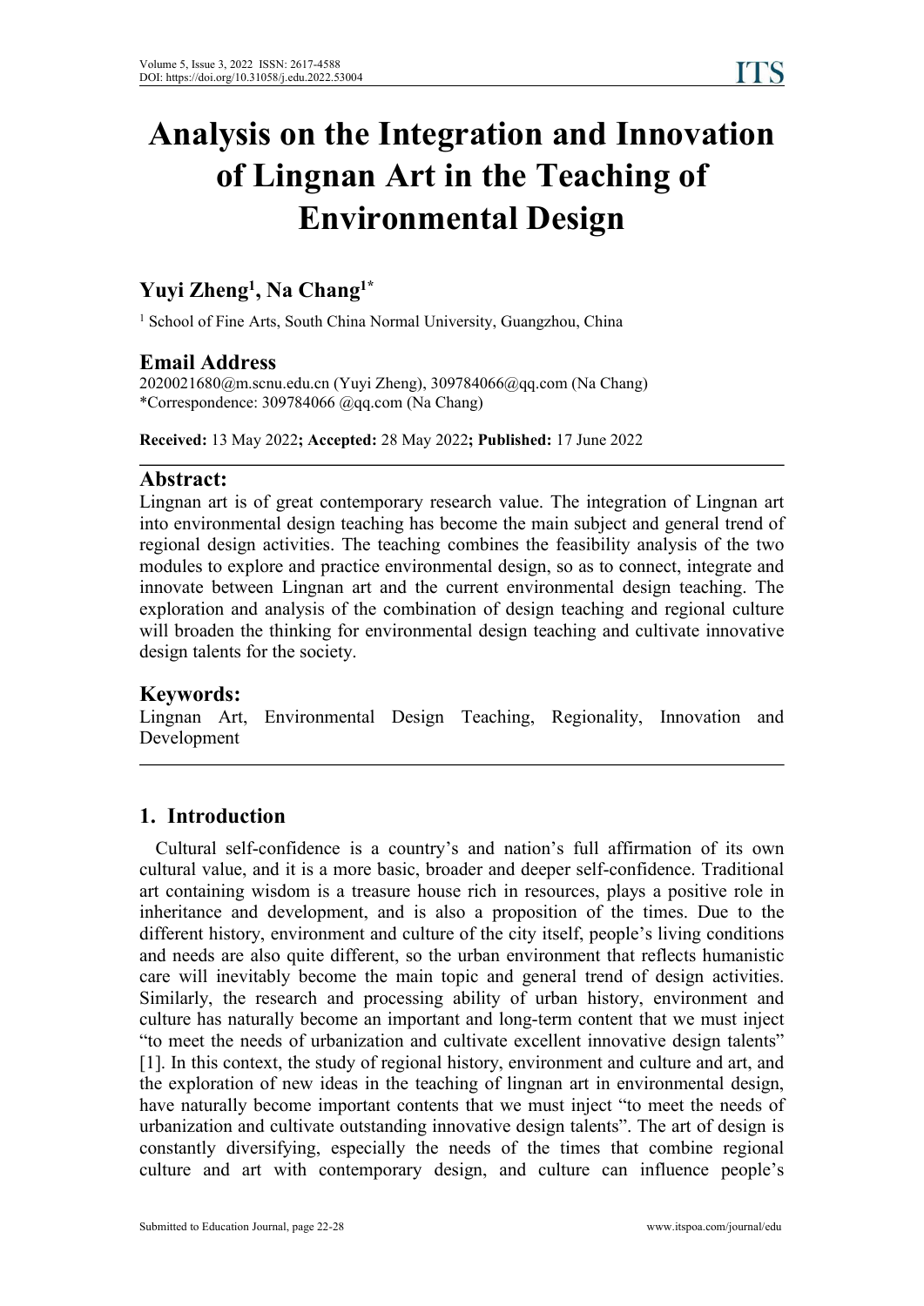# Analysis on the Integration and Innovation of Lingnan Art in the Teaching of Environmental Design

**Yuyi Zheng[1], Na Chang[1*]**

[1] School of Fine Arts, South China Normal University, Guangzhou, China

## Email Address

2020021680@m.scnu.edu.cn (Yuyi Zheng), 309784066@qq.com (Na Chang)
*Correspondence: 309784066 @qq.com (Na Chang)

**Received:** 13 May 2022**; Accepted:** 28 May 2022**; Published:** 17 June 2022

## Abstract:

Lingnan art is of great contemporary research value. The integration of Lingnan art into environmental design teaching has become the main subject and general trend of regional design activities. The teaching combines the feasibility analysis of the two modules to explore and practice environmental design, so as to connect, integrate and innovate between Lingnan art and the current environmental design teaching. The exploration and analysis of the combination of design teaching and regional culture will broaden the thinking for environmental design teaching and cultivate innovative design talents for the society.

## Keywords:

Lingnan Art, Environmental Design Teaching, Regionality, Innovation and Development

## 1. Introduction

Cultural self-confidence is a country's and nation's full affirmation of its own cultural value, and it is a more basic, broader and deeper self-confidence. Traditional art containing wisdom is a treasure house rich in resources, plays a positive role in inheritance and development, and is also a proposition of the times. Due to the different history, environment and culture of the city itself, people's living conditions and needs are also quite different, so the urban environment that reflects humanistic care will inevitably become the main topic and general trend of design activities. Similarly, the research and processing ability of urban history, environment and culture has naturally become an important and long-term content that we must inject "to meet the needs of urbanization and cultivate excellent innovative design talents" [1]. In this context, the study of regional history, environment and culture and art, and the exploration of new ideas in the teaching of lingnan art in environmental design, have naturally become important contents that we must inject "to meet the needs of urbanization and cultivate outstanding innovative design talents". The art of design is constantly diversifying, especially the needs of the times that combine regional culture and art with contemporary design, and culture can influence people's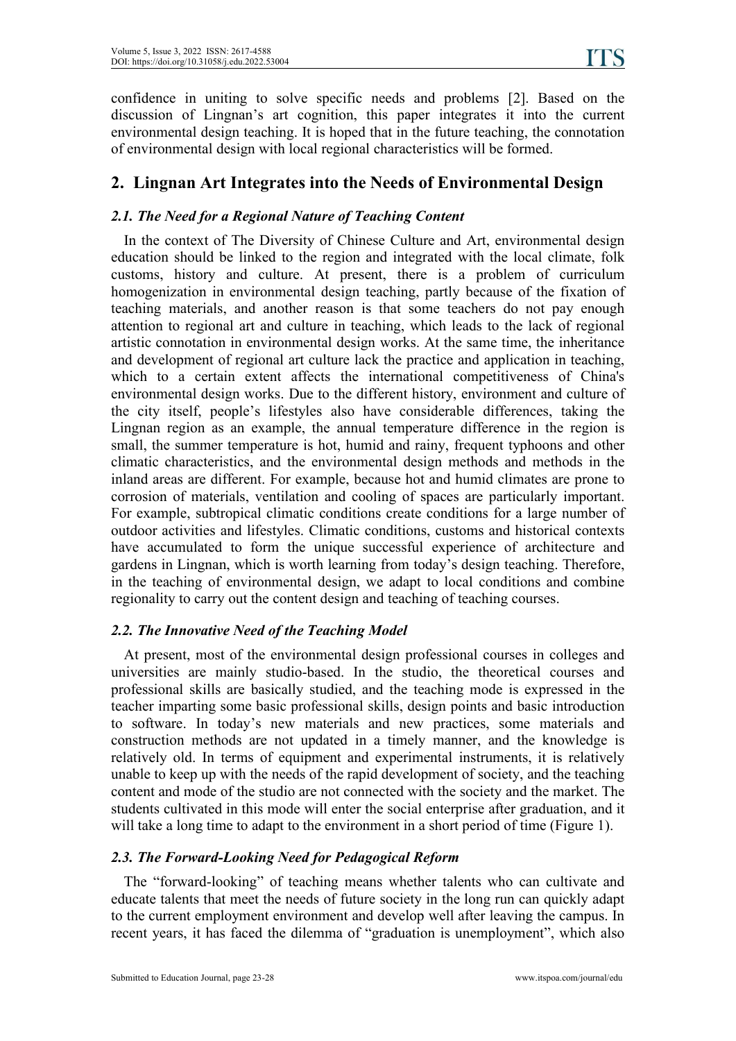confidence in uniting to solve specific needs and problems [2]. Based on the discussion of Lingnan's art cognition, this paper integrates it into the current environmental design teaching. It is hoped that in the future teaching, the connotation of environmental design with local regional characteristics will be formed.

## 2. Lingnan Art Integrates into the Needs of Environmental Design

### *2.1. The Need for a Regional Nature of Teaching Content*

In the context of The Diversity of Chinese Culture and Art, environmental design education should be linked to the region and integrated with the local climate, folk customs, history and culture. At present, there is a problem of curriculum homogenization in environmental design teaching, partly because of the fixation of teaching materials, and another reason is that some teachers do not pay enough attention to regional art and culture in teaching, which leads to the lack of regional artistic connotation in environmental design works. At the same time, the inheritance and development of regional art culture lack the practice and application in teaching, which to a certain extent affects the international competitiveness of China's environmental design works. Due to the different history, environment and culture of the city itself, people's lifestyles also have considerable differences, taking the Lingnan region as an example, the annual temperature difference in the region is small, the summer temperature is hot, humid and rainy, frequent typhoons and other climatic characteristics, and the environmental design methods and methods in the inland areas are different. For example, because hot and humid climates are prone to corrosion of materials, ventilation and cooling of spaces are particularly important. For example, subtropical climatic conditions create conditions for a large number of outdoor activities and lifestyles. Climatic conditions, customs and historical contexts have accumulated to form the unique successful experience of architecture and gardens in Lingnan, which is worth learning from today's design teaching. Therefore, in the teaching of environmental design, we adapt to local conditions and combine regionality to carry out the content design and teaching of teaching courses.

### *2.2. The Innovative Need of the Teaching Model*

At present, most of the environmental design professional courses in colleges and universities are mainly studio-based. In the studio, the theoretical courses and professional skills are basically studied, and the teaching mode is expressed in the teacher imparting some basic professional skills, design points and basic introduction to software. In today's new materials and new practices, some materials and construction methods are not updated in a timely manner, and the knowledge is relatively old. In terms of equipment and experimental instruments, it is relatively unable to keep up with the needs of the rapid development of society, and the teaching content and mode of the studio are not connected with the society and the market. The students cultivated in this mode will enter the social enterprise after graduation, and it will take a long time to adapt to the environment in a short period of time (Figure 1).

### *2.3. The Forward-Looking Need for Pedagogical Reform*

The "forward-looking" of teaching means whether talents who can cultivate and educate talents that meet the needs of future society in the long run can quickly adapt to the current employment environment and develop well after leaving the campus. In recent years, it has faced the dilemma of "graduation is unemployment", which also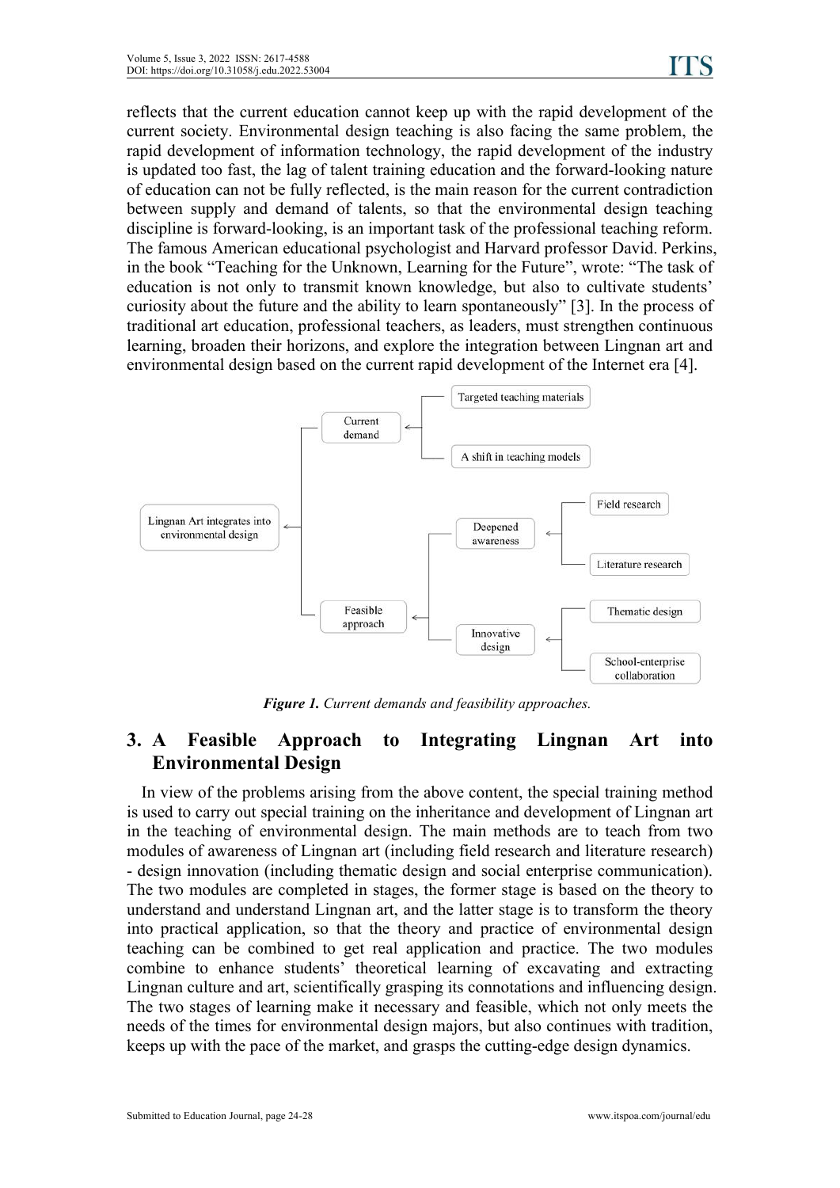reflects that the current education cannot keep up with the rapid development of the current society. Environmental design teaching is also facing the same problem, the rapid development of information technology, the rapid development of the industry is updated too fast, the lag of talent training education and the forward-looking nature of education can not be fully reflected, is the main reason for the current contradiction between supply and demand of talents, so that the environmental design teaching discipline is forward-looking, is an important task of the professional teaching reform. The famous American educational psychologist and Harvard professor David. Perkins, in the book "Teaching for the Unknown, Learning for the Future", wrote: "The task of education is not only to transmit known knowledge, but also to cultivate students' curiosity about the future and the ability to learn spontaneously" [3]. In the process of traditional art education, professional teachers, as leaders, must strengthen continuous learning, broaden their horizons, and explore the integration between Lingnan art and environmental design based on the current rapid development of the Internet era [4].

***Figure 1.*** *Current demands and feasibility approaches.*

## 3. A Feasible Approach to Integrating Lingnan Art into Environmental Design

In view of the problems arising from the above content, the special training method is used to carry out special training on the inheritance and development of Lingnan art in the teaching of environmental design. The main methods are to teach from two modules of awareness of Lingnan art (including field research and literature research) - design innovation (including thematic design and social enterprise communication). The two modules are completed in stages, the former stage is based on the theory to understand and understand Lingnan art, and the latter stage is to transform the theory into practical application, so that the theory and practice of environmental design teaching can be combined to get real application and practice. The two modules combine to enhance students' theoretical learning of excavating and extracting Lingnan culture and art, scientifically grasping its connotations and influencing design. The two stages of learning make it necessary and feasible, which not only meets the needs of the times for environmental design majors, but also continues with tradition, keeps up with the pace of the market, and grasps the cutting-edge design dynamics.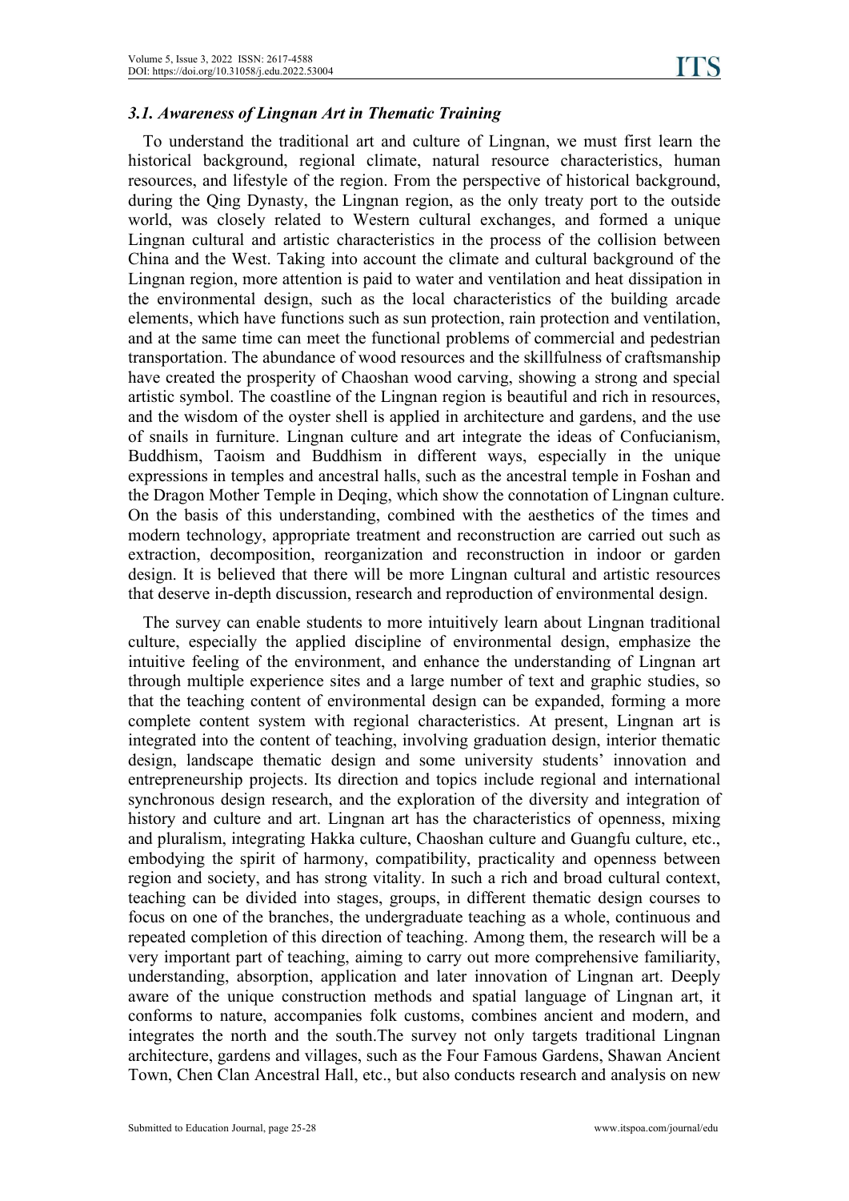### *3.1. Awareness of Lingnan Art in Thematic Training*

To understand the traditional art and culture of Lingnan, we must first learn the historical background, regional climate, natural resource characteristics, human resources, and lifestyle of the region. From the perspective of historical background, during the Qing Dynasty, the Lingnan region, as the only treaty port to the outside world, was closely related to Western cultural exchanges, and formed a unique Lingnan cultural and artistic characteristics in the process of the collision between China and the West. Taking into account the climate and cultural background of the Lingnan region, more attention is paid to water and ventilation and heat dissipation in the environmental design, such as the local characteristics of the building arcade elements, which have functions such as sun protection, rain protection and ventilation, and at the same time can meet the functional problems of commercial and pedestrian transportation. The abundance of wood resources and the skillfulness of craftsmanship have created the prosperity of Chaoshan wood carving, showing a strong and special artistic symbol. The coastline of the Lingnan region is beautiful and rich in resources, and the wisdom of the oyster shell is applied in architecture and gardens, and the use of snails in furniture. Lingnan culture and art integrate the ideas of Confucianism, Buddhism, Taoism and Buddhism in different ways, especially in the unique expressions in temples and ancestral halls, such as the ancestral temple in Foshan and the Dragon Mother Temple in Deqing, which show the connotation of Lingnan culture. On the basis of this understanding, combined with the aesthetics of the times and modern technology, appropriate treatment and reconstruction are carried out such as extraction, decomposition, reorganization and reconstruction in indoor or garden design. It is believed that there will be more Lingnan cultural and artistic resources that deserve in-depth discussion, research and reproduction of environmental design.

The survey can enable students to more intuitively learn about Lingnan traditional culture, especially the applied discipline of environmental design, emphasize the intuitive feeling of the environment, and enhance the understanding of Lingnan art through multiple experience sites and a large number of text and graphic studies, so that the teaching content of environmental design can be expanded, forming a more complete content system with regional characteristics. At present, Lingnan art is integrated into the content of teaching, involving graduation design, interior thematic design, landscape thematic design and some university students' innovation and entrepreneurship projects. Its direction and topics include regional and international synchronous design research, and the exploration of the diversity and integration of history and culture and art. Lingnan art has the characteristics of openness, mixing and pluralism, integrating Hakka culture, Chaoshan culture and Guangfu culture, etc., embodying the spirit of harmony, compatibility, practicality and openness between region and society, and has strong vitality. In such a rich and broad cultural context, teaching can be divided into stages, groups, in different thematic design courses to focus on one of the branches, the undergraduate teaching as a whole, continuous and repeated completion of this direction of teaching. Among them, the research will be a very important part of teaching, aiming to carry out more comprehensive familiarity, understanding, absorption, application and later innovation of Lingnan art. Deeply aware of the unique construction methods and spatial language of Lingnan art, it conforms to nature, accompanies folk customs, combines ancient and modern, and integrates the north and the south.The survey not only targets traditional Lingnan architecture, gardens and villages, such as the Four Famous Gardens, Shawan Ancient Town, Chen Clan Ancestral Hall, etc., but also conducts research and analysis on new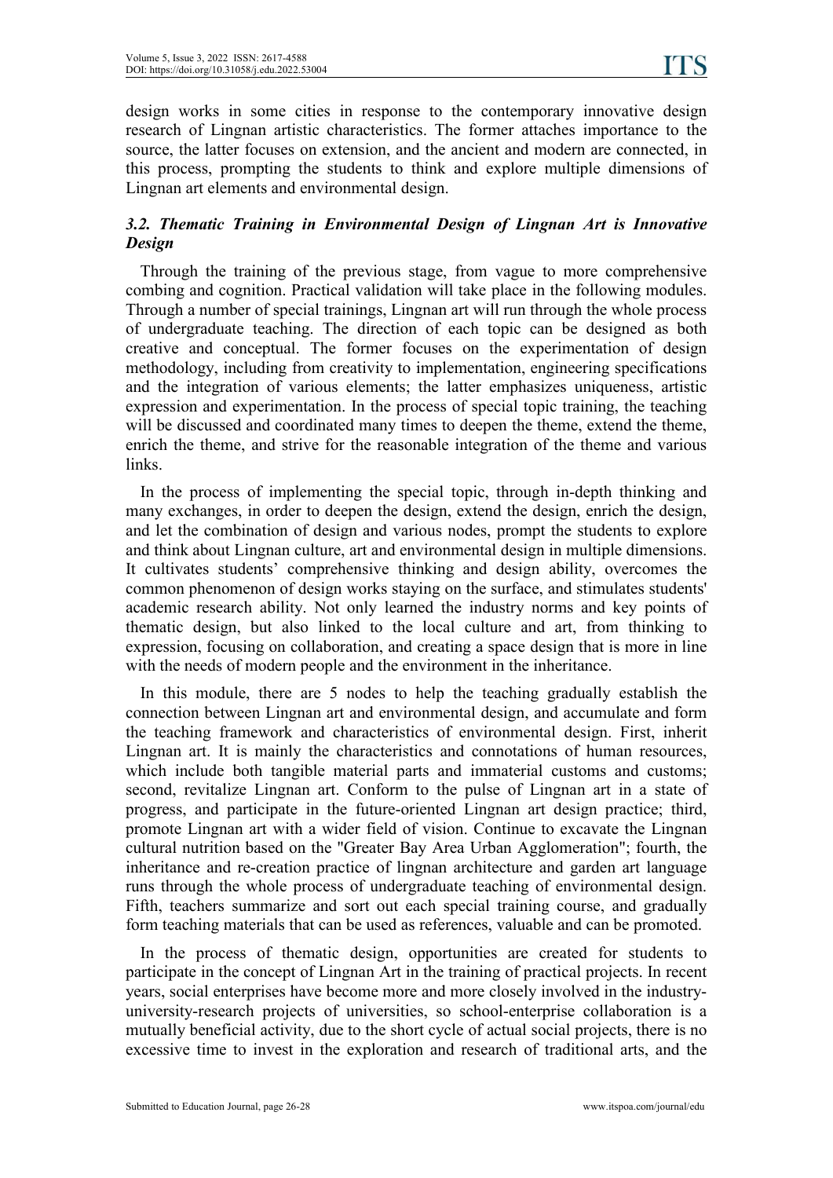design works in some cities in response to the contemporary innovative design research of Lingnan artistic characteristics. The former attaches importance to the source, the latter focuses on extension, and the ancient and modern are connected, in this process, prompting the students to think and explore multiple dimensions of Lingnan art elements and environmental design.

### *3.2. Thematic Training in Environmental Design of Lingnan Art is Innovative Design*

Through the training of the previous stage, from vague to more comprehensive combing and cognition. Practical validation will take place in the following modules. Through a number of special trainings, Lingnan art will run through the whole process of undergraduate teaching. The direction of each topic can be designed as both creative and conceptual. The former focuses on the experimentation of design methodology, including from creativity to implementation, engineering specifications and the integration of various elements; the latter emphasizes uniqueness, artistic expression and experimentation. In the process of special topic training, the teaching will be discussed and coordinated many times to deepen the theme, extend the theme, enrich the theme, and strive for the reasonable integration of the theme and various links.

In the process of implementing the special topic, through in-depth thinking and many exchanges, in order to deepen the design, extend the design, enrich the design, and let the combination of design and various nodes, prompt the students to explore and think about Lingnan culture, art and environmental design in multiple dimensions. It cultivates students' comprehensive thinking and design ability, overcomes the common phenomenon of design works staying on the surface, and stimulates students' academic research ability. Not only learned the industry norms and key points of thematic design, but also linked to the local culture and art, from thinking to expression, focusing on collaboration, and creating a space design that is more in line with the needs of modern people and the environment in the inheritance.

In this module, there are 5 nodes to help the teaching gradually establish the connection between Lingnan art and environmental design, and accumulate and form the teaching framework and characteristics of environmental design. First, inherit Lingnan art. It is mainly the characteristics and connotations of human resources, which include both tangible material parts and immaterial customs and customs; second, revitalize Lingnan art. Conform to the pulse of Lingnan art in a state of progress, and participate in the future-oriented Lingnan art design practice; third, promote Lingnan art with a wider field of vision. Continue to excavate the Lingnan cultural nutrition based on the "Greater Bay Area Urban Agglomeration"; fourth, the inheritance and re-creation practice of lingnan architecture and garden art language runs through the whole process of undergraduate teaching of environmental design. Fifth, teachers summarize and sort out each special training course, and gradually form teaching materials that can be used as references, valuable and can be promoted.

In the process of thematic design, opportunities are created for students to participate in the concept of Lingnan Art in the training of practical projects. In recent years, social enterprises have become more and more closely involved in the industry-university-research projects of universities, so school-enterprise collaboration is a mutually beneficial activity, due to the short cycle of actual social projects, there is no excessive time to invest in the exploration and research of traditional arts, and the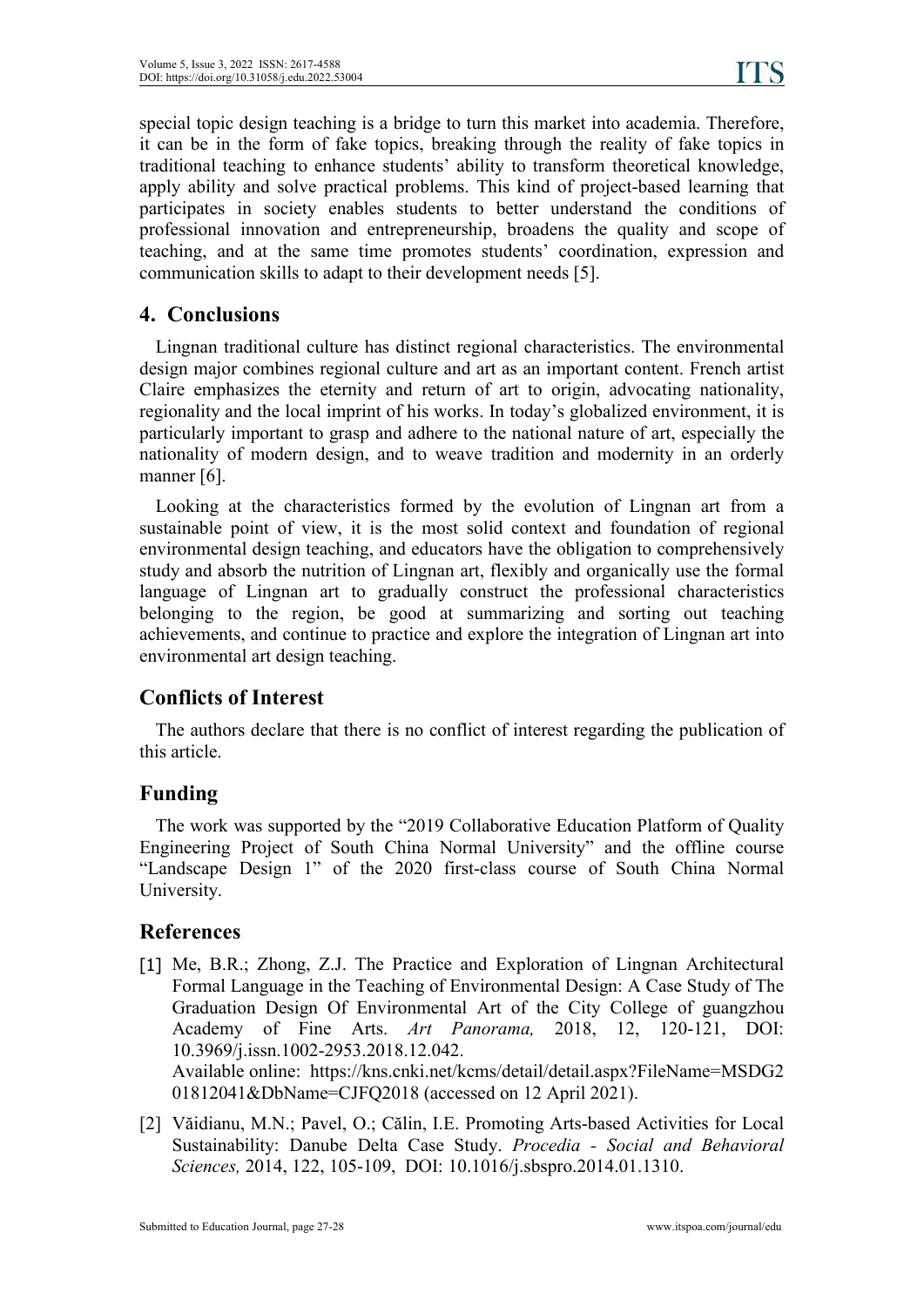special topic design teaching is a bridge to turn this market into academia. Therefore, it can be in the form of fake topics, breaking through the reality of fake topics in traditional teaching to enhance students' ability to transform theoretical knowledge, apply ability and solve practical problems. This kind of project-based learning that participates in society enables students to better understand the conditions of professional innovation and entrepreneurship, broadens the quality and scope of teaching, and at the same time promotes students' coordination, expression and communication skills to adapt to their development needs [5].

## 4. Conclusions

Lingnan traditional culture has distinct regional characteristics. The environmental design major combines regional culture and art as an important content. French artist Claire emphasizes the eternity and return of art to origin, advocating nationality, regionality and the local imprint of his works. In today's globalized environment, it is particularly important to grasp and adhere to the national nature of art, especially the nationality of modern design, and to weave tradition and modernity in an orderly manner [6].

Looking at the characteristics formed by the evolution of Lingnan art from a sustainable point of view, it is the most solid context and foundation of regional environmental design teaching, and educators have the obligation to comprehensively study and absorb the nutrition of Lingnan art, flexibly and organically use the formal language of Lingnan art to gradually construct the professional characteristics belonging to the region, be good at summarizing and sorting out teaching achievements, and continue to practice and explore the integration of Lingnan art into environmental art design teaching.

## Conflicts of Interest

The authors declare that there is no conflict of interest regarding the publication of this article.

## Funding

The work was supported by the "2019 Collaborative Education Platform of Quality Engineering Project of South China Normal University" and the offline course "Landscape Design 1" of the 2020 first-class course of South China Normal University.

## References

[1] Me, B.R.; Zhong, Z.J. The Practice and Exploration of Lingnan Architectural Formal Language in the Teaching of Environmental Design: A Case Study of The Graduation Design Of Environmental Art of the City College of guangzhou Academy of Fine Arts. *Art Panorama,* 2018, 12, 120-121, DOI: 10.3969/j.issn.1002-2953.2018.12.042.
Available online: https://kns.cnki.net/kcms/detail/detail.aspx?FileName=MSDG201812041&DbName=CJFQ2018 (accessed on 12 April 2021).

[2] Văidianu, M.N.; Pavel, O.; Călin, I.E. Promoting Arts-based Activities for Local Sustainability: Danube Delta Case Study. *Procedia - Social and Behavioral Sciences,* 2014, 122, 105-109, DOI: 10.1016/j.sbspro.2014.01.1310.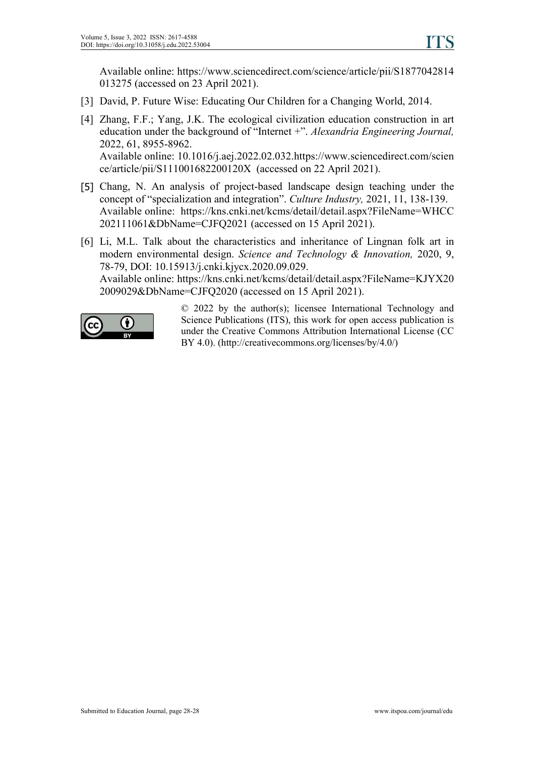Available online: https://www.sciencedirect.com/science/article/pii/S1877042814013275 (accessed on 23 April 2021).

[3] David, P. Future Wise: Educating Our Children for a Changing World, 2014.

[4] Zhang, F.F.; Yang, J.K. The ecological civilization education construction in art education under the background of "Internet +". *Alexandria Engineering Journal,* 2022, 61, 8955-8962.
Available online: 10.1016/j.aej.2022.02.032.https://www.sciencedirect.com/science/article/pii/S111001682200120X (accessed on 22 April 2021).

[5] Chang, N. An analysis of project-based landscape design teaching under the concept of "specialization and integration". *Culture Industry,* 2021, 11, 138-139.
Available online: https://kns.cnki.net/kcms/detail/detail.aspx?FileName=WHCC202111061&DbName=CJFQ2021 (accessed on 15 April 2021).

[6] Li, M.L. Talk about the characteristics and inheritance of Lingnan folk art in modern environmental design. *Science and Technology & Innovation,* 2020, 9, 78-79, DOI: 10.15913/j.cnki.kjycx.2020.09.029.
Available online: https://kns.cnki.net/kcms/detail/detail.aspx?FileName=KJYX202009029&DbName=CJFQ2020 (accessed on 15 April 2021).

© 2022 by the author(s); licensee International Technology and Science Publications (ITS), this work for open access publication is under the Creative Commons Attribution International License (CC BY 4.0). (http://creativecommons.org/licenses/by/4.0/)